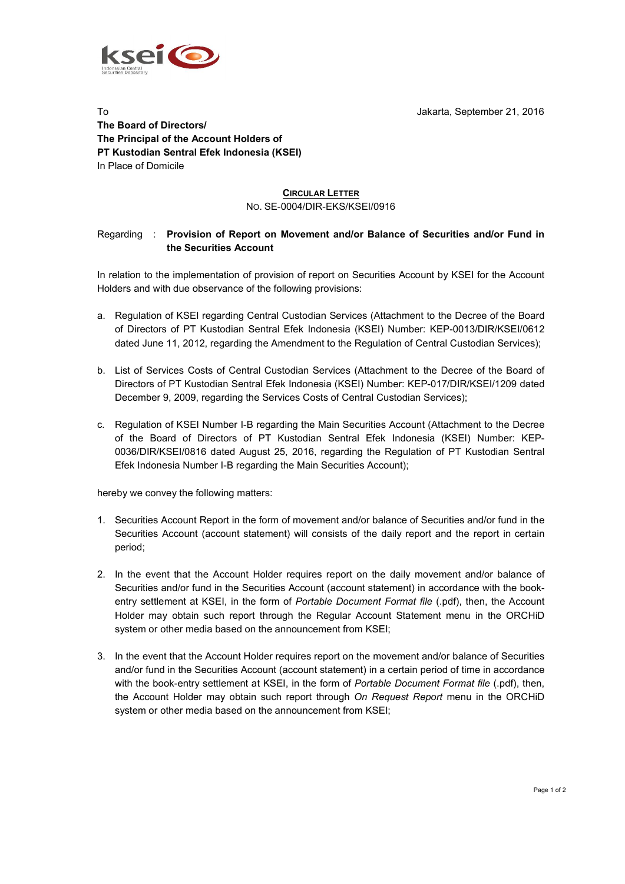To

**The Board of Directors/**
**The Principal of the Account Holders of**
**PT Kustodian Sentral Efek Indonesia (KSEI)**
In Place of Domicile

Jakarta, September 21, 2016

**CIRCULAR LETTER**
NO. SE-0004/DIR-EKS/KSEI/0916

Regarding : **Provision of Report on Movement and/or Balance of Securities and/or Fund in the Securities Account**

In relation to the implementation of provision of report on Securities Account by KSEI for the Account Holders and with due observance of the following provisions:

a. Regulation of KSEI regarding Central Custodian Services (Attachment to the Decree of the Board of Directors of PT Kustodian Sentral Efek Indonesia (KSEI) Number: KEP-0013/DIR/KSEI/0612 dated June 11, 2012, regarding the Amendment to the Regulation of Central Custodian Services);

b. List of Services Costs of Central Custodian Services (Attachment to the Decree of the Board of Directors of PT Kustodian Sentral Efek Indonesia (KSEI) Number: KEP-017/DIR/KSEI/1209 dated December 9, 2009, regarding the Services Costs of Central Custodian Services);

c. Regulation of KSEI Number I-B regarding the Main Securities Account (Attachment to the Decree of the Board of Directors of PT Kustodian Sentral Efek Indonesia (KSEI) Number: KEP-0036/DIR/KSEI/0816 dated August 25, 2016, regarding the Regulation of PT Kustodian Sentral Efek Indonesia Number I-B regarding the Main Securities Account);

hereby we convey the following matters:

1. Securities Account Report in the form of movement and/or balance of Securities and/or fund in the Securities Account (account statement) will consists of the daily report and the report in certain period;

2. In the event that the Account Holder requires report on the daily movement and/or balance of Securities and/or fund in the Securities Account (account statement) in accordance with the book-entry settlement at KSEI, in the form of *Portable Document Format file* (.pdf), then, the Account Holder may obtain such report through the Regular Account Statement menu in the ORCHiD system or other media based on the announcement from KSEI;

3. In the event that the Account Holder requires report on the movement and/or balance of Securities and/or fund in the Securities Account (account statement) in a certain period of time in accordance with the book-entry settlement at KSEI, in the form of *Portable Document Format file* (.pdf), then, the Account Holder may obtain such report through *On Request Report* menu in the ORCHiD system or other media based on the announcement from KSEI;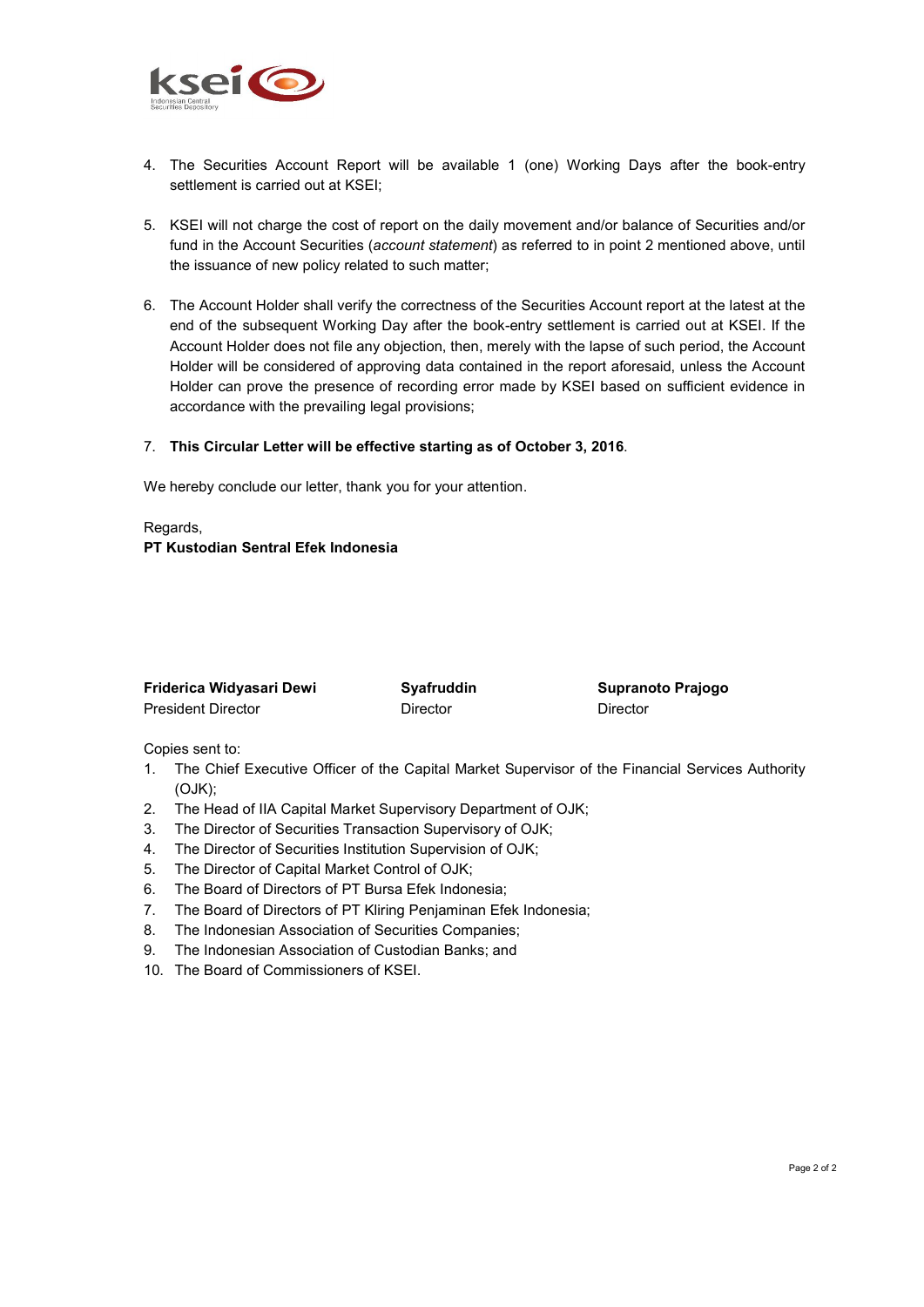4. The Securities Account Report will be available 1 (one) Working Days after the book-entry settlement is carried out at KSEI;

5. KSEI will not charge the cost of report on the daily movement and/or balance of Securities and/or fund in the Account Securities (*account statement*) as referred to in point 2 mentioned above, until the issuance of new policy related to such matter;

6. The Account Holder shall verify the correctness of the Securities Account report at the latest at the end of the subsequent Working Day after the book-entry settlement is carried out at KSEI. If the Account Holder does not file any objection, then, merely with the lapse of such period, the Account Holder will be considered of approving data contained in the report aforesaid, unless the Account Holder can prove the presence of recording error made by KSEI based on sufficient evidence in accordance with the prevailing legal provisions;

7. **This Circular Letter will be effective starting as of October 3, 2016**.

We hereby conclude our letter, thank you for your attention.

Regards,
**PT Kustodian Sentral Efek Indonesia**

**Friderica Widyasari Dewi**
President Director

**Syafruddin**
Director

**Supranoto Prajogo**
Director

Copies sent to:

1. The Chief Executive Officer of the Capital Market Supervisor of the Financial Services Authority (OJK);
2. The Head of IIA Capital Market Supervisory Department of OJK;
3. The Director of Securities Transaction Supervisory of OJK;
4. The Director of Securities Institution Supervision of OJK;
5. The Director of Capital Market Control of OJK;
6. The Board of Directors of PT Bursa Efek Indonesia;
7. The Board of Directors of PT Kliring Penjaminan Efek Indonesia;
8. The Indonesian Association of Securities Companies;
9. The Indonesian Association of Custodian Banks; and
10. The Board of Commissioners of KSEI.